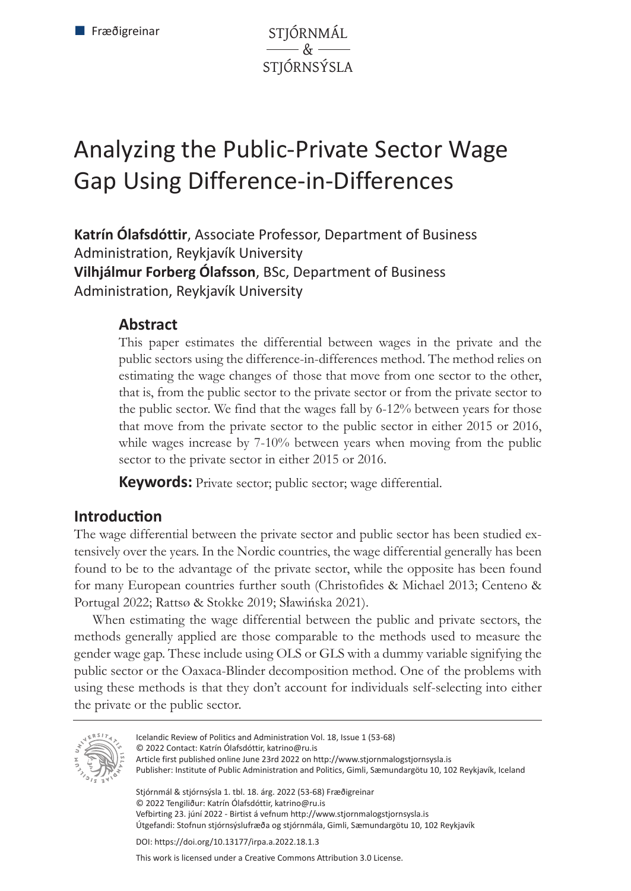# Analyzing the Public-Private Sector Wage Gap Using Difference-in-Differences

**Katrín Ólafsdóttir**, Associate Professor, Department of Business Administration, Reykjavík University
**Vilhjálmur Forberg Ólafsson**, BSc, Department of Business Administration, Reykjavík University

## Abstract

This paper estimates the differential between wages in the private and the public sectors using the difference-in-differences method. The method relies on estimating the wage changes of those that move from one sector to the other, that is, from the public sector to the private sector or from the private sector to the public sector. We find that the wages fall by 6-12% between years for those that move from the private sector to the public sector in either 2015 or 2016, while wages increase by 7-10% between years when moving from the public sector to the private sector in either 2015 or 2016.

**Keywords:** Private sector; public sector; wage differential.

## Introduction

The wage differential between the private sector and public sector has been studied extensively over the years. In the Nordic countries, the wage differential generally has been found to be to the advantage of the private sector, while the opposite has been found for many European countries further south (Christofides & Michael 2013; Centeno & Portugal 2022; Rattsø & Stokke 2019; Sławińska 2021).

When estimating the wage differential between the public and private sectors, the methods generally applied are those comparable to the methods used to measure the gender wage gap. These include using OLS or GLS with a dummy variable signifying the public sector or the Oaxaca-Blinder decomposition method. One of the problems with using these methods is that they don't account for individuals self-selecting into either the private or the public sector.

Icelandic Review of Politics and Administration Vol. 18, Issue 1 (53-68)
© 2022 Contact: Katrín Ólafsdóttir, katrino@ru.is
Article first published online June 23rd 2022 on http://www.stjornmalogstjornsysla.is
Publisher: Institute of Public Administration and Politics, Gimli, Sæmundargötu 10, 102 Reykjavík, Iceland

Stjórnmál & stjórnsýsla 1. tbl. 18. árg. 2022 (53-68) Fræðigreinar
© 2022 Tengiliður: Katrín Ólafsdóttir, katrino@ru.is
Vefbirting 23. júní 2022 - Birtist á vefnum http://www.stjornmalogstjornsysla.is
Útgefandi: Stofnun stjórnsýslufræða og stjórnmála, Gimli, Sæmundargötu 10, 102 Reykjavík

DOI: https://doi.org/10.13177/irpa.a.2022.18.1.3

This work is licensed under a Creative Commons Attribution 3.0 License.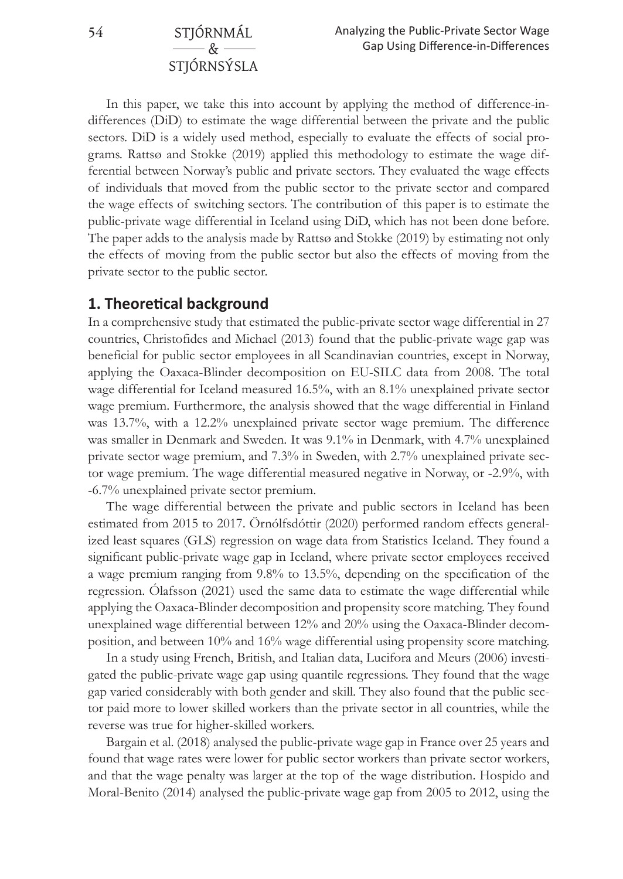In this paper, we take this into account by applying the method of difference-in-differences (DiD) to estimate the wage differential between the private and the public sectors. DiD is a widely used method, especially to evaluate the effects of social programs. Rattsø and Stokke (2019) applied this methodology to estimate the wage differential between Norway's public and private sectors. They evaluated the wage effects of individuals that moved from the public sector to the private sector and compared the wage effects of switching sectors. The contribution of this paper is to estimate the public-private wage differential in Iceland using DiD, which has not been done before. The paper adds to the analysis made by Rattsø and Stokke (2019) by estimating not only the effects of moving from the public sector but also the effects of moving from the private sector to the public sector.

## 1. Theoretical background

In a comprehensive study that estimated the public-private sector wage differential in 27 countries, Christofides and Michael (2013) found that the public-private wage gap was beneficial for public sector employees in all Scandinavian countries, except in Norway, applying the Oaxaca-Blinder decomposition on EU-SILC data from 2008. The total wage differential for Iceland measured 16.5%, with an 8.1% unexplained private sector wage premium. Furthermore, the analysis showed that the wage differential in Finland was 13.7%, with a 12.2% unexplained private sector wage premium. The difference was smaller in Denmark and Sweden. It was 9.1% in Denmark, with 4.7% unexplained private sector wage premium, and 7.3% in Sweden, with 2.7% unexplained private sector wage premium. The wage differential measured negative in Norway, or -2.9%, with -6.7% unexplained private sector premium.

The wage differential between the private and public sectors in Iceland has been estimated from 2015 to 2017. Örnólfsdóttir (2020) performed random effects generalized least squares (GLS) regression on wage data from Statistics Iceland. They found a significant public-private wage gap in Iceland, where private sector employees received a wage premium ranging from 9.8% to 13.5%, depending on the specification of the regression. Ólafsson (2021) used the same data to estimate the wage differential while applying the Oaxaca-Blinder decomposition and propensity score matching. They found unexplained wage differential between 12% and 20% using the Oaxaca-Blinder decomposition, and between 10% and 16% wage differential using propensity score matching.

In a study using French, British, and Italian data, Lucifora and Meurs (2006) investigated the public-private wage gap using quantile regressions. They found that the wage gap varied considerably with both gender and skill. They also found that the public sector paid more to lower skilled workers than the private sector in all countries, while the reverse was true for higher-skilled workers.

Bargain et al. (2018) analysed the public-private wage gap in France over 25 years and found that wage rates were lower for public sector workers than private sector workers, and that the wage penalty was larger at the top of the wage distribution. Hospido and Moral-Benito (2014) analysed the public-private wage gap from 2005 to 2012, using the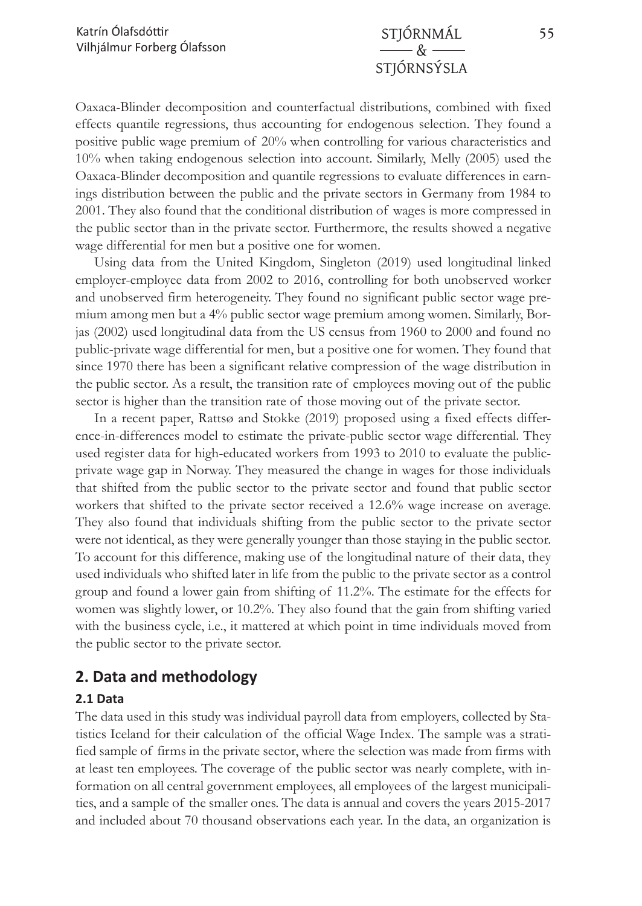Oaxaca-Blinder decomposition and counterfactual distributions, combined with fixed effects quantile regressions, thus accounting for endogenous selection. They found a positive public wage premium of 20% when controlling for various characteristics and 10% when taking endogenous selection into account. Similarly, Melly (2005) used the Oaxaca-Blinder decomposition and quantile regressions to evaluate differences in earnings distribution between the public and the private sectors in Germany from 1984 to 2001. They also found that the conditional distribution of wages is more compressed in the public sector than in the private sector. Furthermore, the results showed a negative wage differential for men but a positive one for women.

Using data from the United Kingdom, Singleton (2019) used longitudinal linked employer-employee data from 2002 to 2016, controlling for both unobserved worker and unobserved firm heterogeneity. They found no significant public sector wage premium among men but a 4% public sector wage premium among women. Similarly, Borjas (2002) used longitudinal data from the US census from 1960 to 2000 and found no public-private wage differential for men, but a positive one for women. They found that since 1970 there has been a significant relative compression of the wage distribution in the public sector. As a result, the transition rate of employees moving out of the public sector is higher than the transition rate of those moving out of the private sector.

In a recent paper, Rattsø and Stokke (2019) proposed using a fixed effects difference-in-differences model to estimate the private-public sector wage differential. They used register data for high-educated workers from 1993 to 2010 to evaluate the public-private wage gap in Norway. They measured the change in wages for those individuals that shifted from the public sector to the private sector and found that public sector workers that shifted to the private sector received a 12.6% wage increase on average. They also found that individuals shifting from the public sector to the private sector were not identical, as they were generally younger than those staying in the public sector. To account for this difference, making use of the longitudinal nature of their data, they used individuals who shifted later in life from the public to the private sector as a control group and found a lower gain from shifting of 11.2%. The estimate for the effects for women was slightly lower, or 10.2%. They also found that the gain from shifting varied with the business cycle, i.e., it mattered at which point in time individuals moved from the public sector to the private sector.

## 2. Data and methodology

### 2.1 Data

The data used in this study was individual payroll data from employers, collected by Statistics Iceland for their calculation of the official Wage Index. The sample was a stratified sample of firms in the private sector, where the selection was made from firms with at least ten employees. The coverage of the public sector was nearly complete, with information on all central government employees, all employees of the largest municipalities, and a sample of the smaller ones. The data is annual and covers the years 2015-2017 and included about 70 thousand observations each year. In the data, an organization is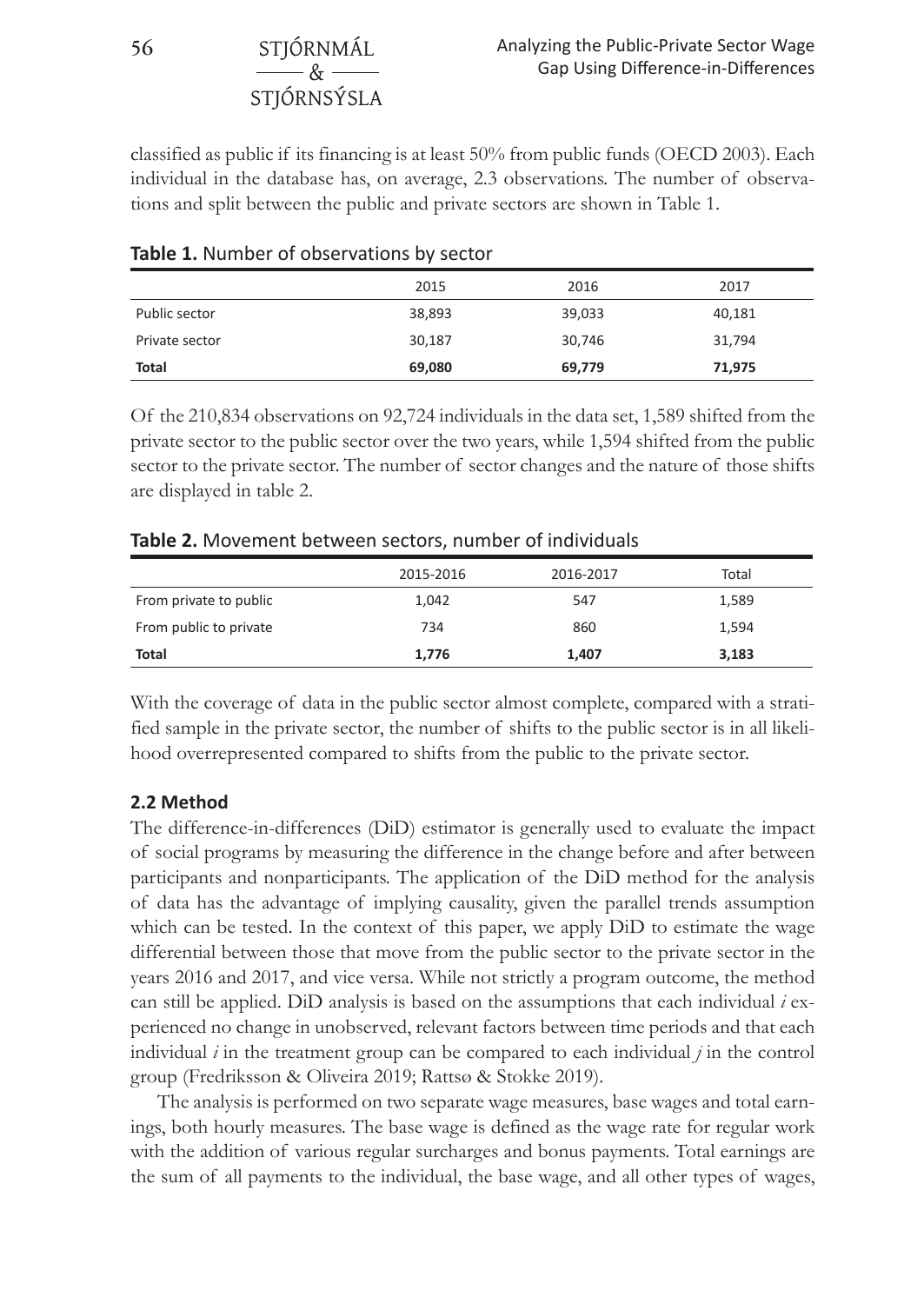classified as public if its financing is at least 50% from public funds (OECD 2003). Each individual in the database has, on average, 2.3 observations. The number of observations and split between the public and private sectors are shown in Table 1.

**Table 1.** Number of observations by sector

| | 2015 | 2016 | 2017 |
|---|---|---|---|
| Public sector | 38,893 | 39,033 | 40,181 |
| Private sector | 30,187 | 30,746 | 31,794 |
| **Total** | **69,080** | **69,779** | **71,975** |

Of the 210,834 observations on 92,724 individuals in the data set, 1,589 shifted from the private sector to the public sector over the two years, while 1,594 shifted from the public sector to the private sector. The number of sector changes and the nature of those shifts are displayed in table 2.

**Table 2.** Movement between sectors, number of individuals

| | 2015-2016 | 2016-2017 | Total |
|---|---|---|---|
| From private to public | 1,042 | 547 | 1,589 |
| From public to private | 734 | 860 | 1,594 |
| **Total** | **1,776** | **1,407** | **3,183** |

With the coverage of data in the public sector almost complete, compared with a stratified sample in the private sector, the number of shifts to the public sector is in all likelihood overrepresented compared to shifts from the public to the private sector.

### 2.2 Method

The difference-in-differences (DiD) estimator is generally used to evaluate the impact of social programs by measuring the difference in the change before and after between participants and nonparticipants. The application of the DiD method for the analysis of data has the advantage of implying causality, given the parallel trends assumption which can be tested. In the context of this paper, we apply DiD to estimate the wage differential between those that move from the public sector to the private sector in the years 2016 and 2017, and vice versa. While not strictly a program outcome, the method can still be applied. DiD analysis is based on the assumptions that each individual $i$ experienced no change in unobserved, relevant factors between time periods and that each individual $i$ in the treatment group can be compared to each individual $j$ in the control group (Fredriksson & Oliveira 2019; Rattsø & Stokke 2019).

The analysis is performed on two separate wage measures, base wages and total earnings, both hourly measures. The base wage is defined as the wage rate for regular work with the addition of various regular surcharges and bonus payments. Total earnings are the sum of all payments to the individual, the base wage, and all other types of wages,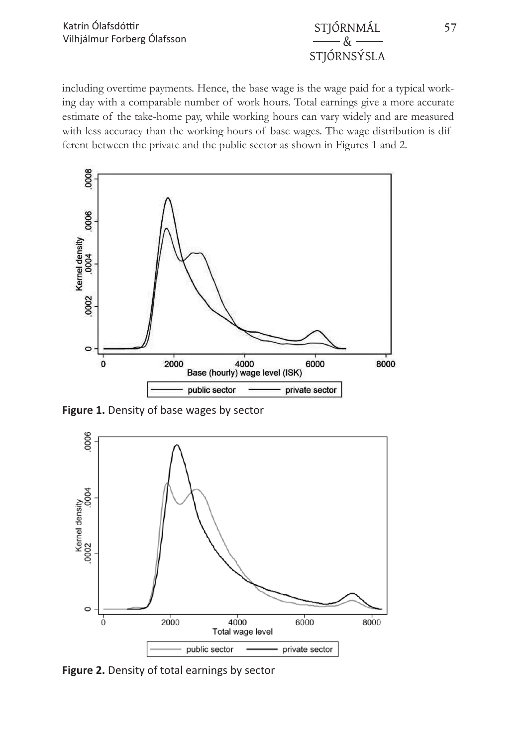including overtime payments. Hence, the base wage is the wage paid for a typical working day with a comparable number of work hours. Total earnings give a more accurate estimate of the take-home pay, while working hours can vary widely and are measured with less accuracy than the working hours of base wages. The wage distribution is different between the private and the public sector as shown in Figures 1 and 2.

**Figure 1.** Density of base wages by sector

**Figure 2.** Density of total earnings by sector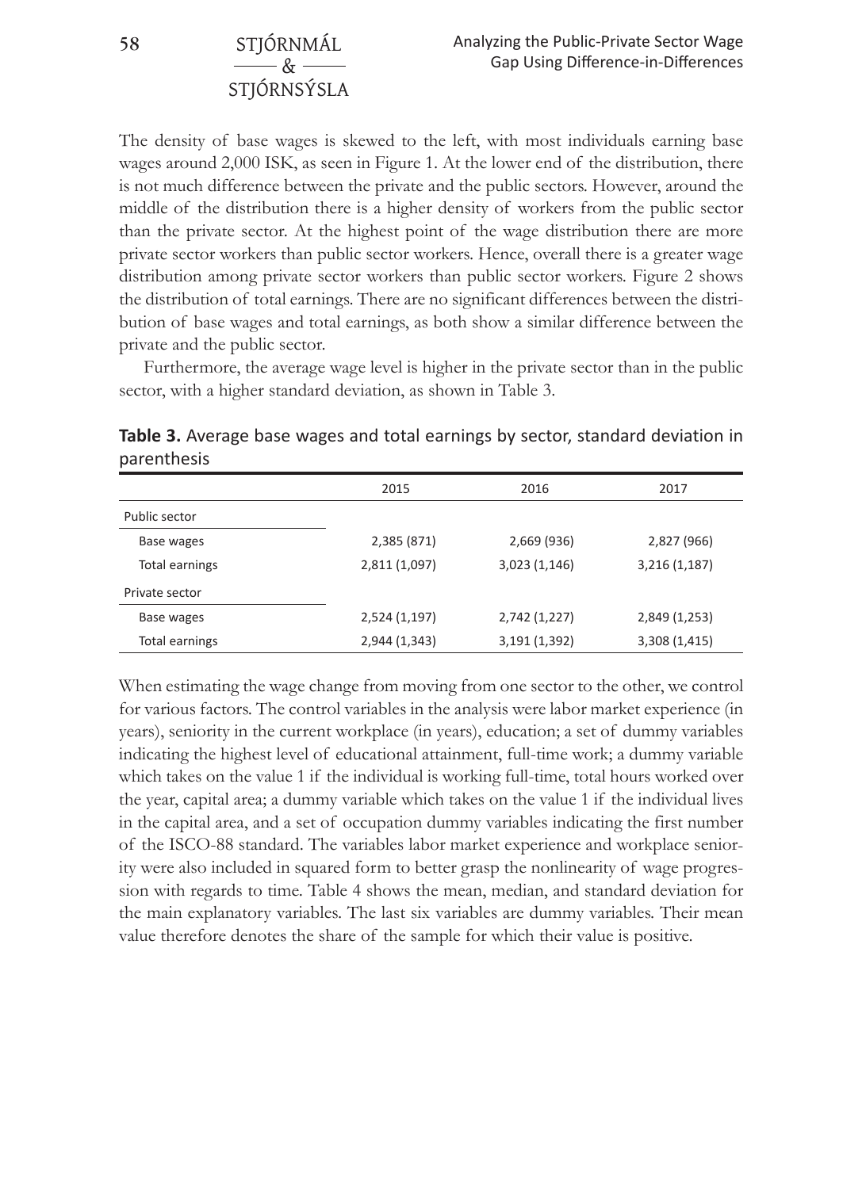The density of base wages is skewed to the left, with most individuals earning base wages around 2,000 ISK, as seen in Figure 1. At the lower end of the distribution, there is not much difference between the private and the public sectors. However, around the middle of the distribution there is a higher density of workers from the public sector than the private sector. At the highest point of the wage distribution there are more private sector workers than public sector workers. Hence, overall there is a greater wage distribution among private sector workers than public sector workers. Figure 2 shows the distribution of total earnings. There are no significant differences between the distribution of base wages and total earnings, as both show a similar difference between the private and the public sector.

Furthermore, the average wage level is higher in the private sector than in the public sector, with a higher standard deviation, as shown in Table 3.

**Table 3.** Average base wages and total earnings by sector, standard deviation in parenthesis

| | 2015 | 2016 | 2017 |
|---|---|---|---|
| Public sector | | | |
| Base wages | 2,385 (871) | 2,669 (936) | 2,827 (966) |
| Total earnings | 2,811 (1,097) | 3,023 (1,146) | 3,216 (1,187) |
| Private sector | | | |
| Base wages | 2,524 (1,197) | 2,742 (1,227) | 2,849 (1,253) |
| Total earnings | 2,944 (1,343) | 3,191 (1,392) | 3,308 (1,415) |

When estimating the wage change from moving from one sector to the other, we control for various factors. The control variables in the analysis were labor market experience (in years), seniority in the current workplace (in years), education; a set of dummy variables indicating the highest level of educational attainment, full-time work; a dummy variable which takes on the value 1 if the individual is working full-time, total hours worked over the year, capital area; a dummy variable which takes on the value 1 if the individual lives in the capital area, and a set of occupation dummy variables indicating the first number of the ISCO-88 standard. The variables labor market experience and workplace seniority were also included in squared form to better grasp the nonlinearity of wage progression with regards to time. Table 4 shows the mean, median, and standard deviation for the main explanatory variables. The last six variables are dummy variables. Their mean value therefore denotes the share of the sample for which their value is positive.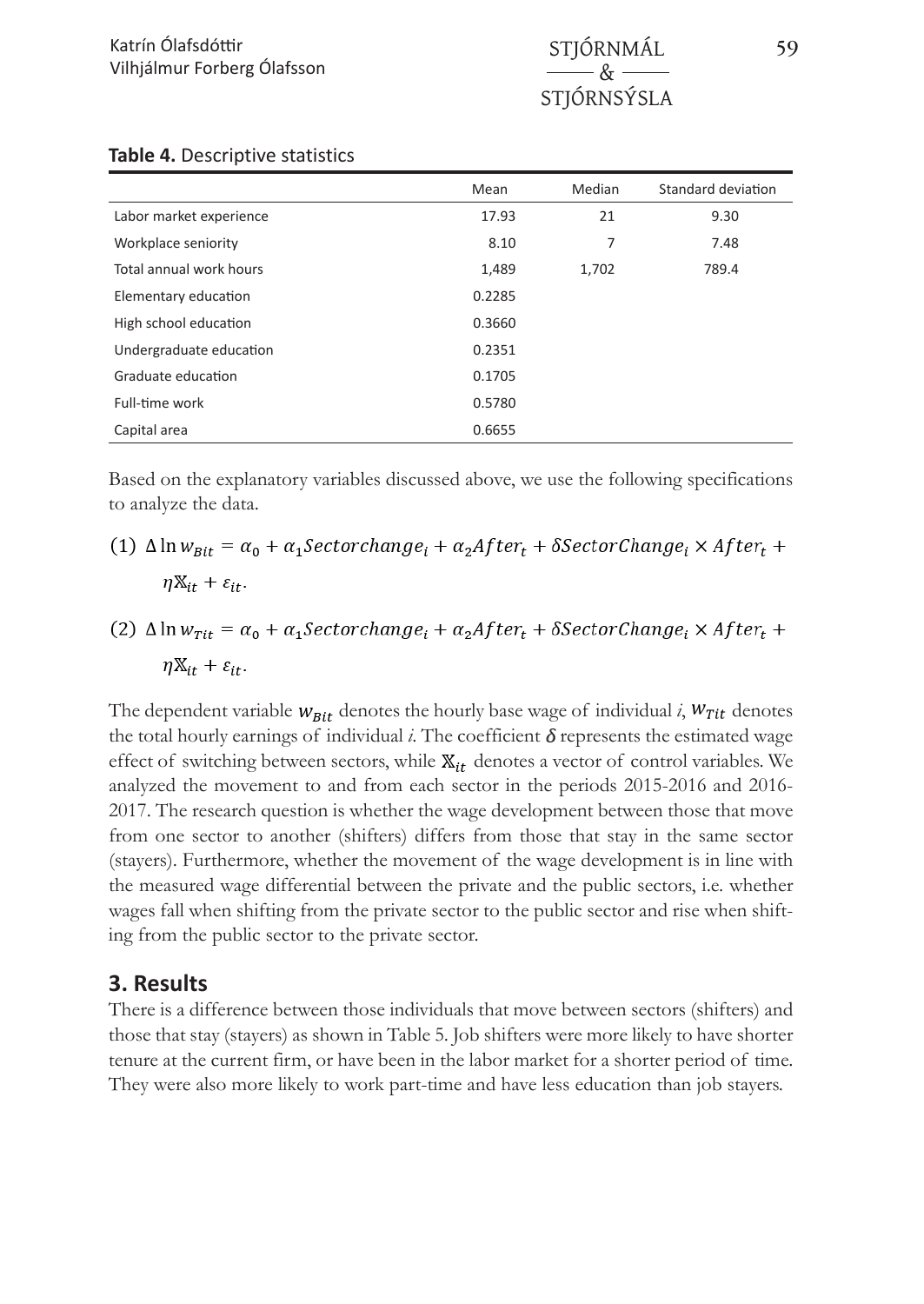**Table 4.** Descriptive statistics

| | Mean | Median | Standard deviation |
|---|---|---|---|
| Labor market experience | 17.93 | 21 | 9.30 |
| Workplace seniority | 8.10 | 7 | 7.48 |
| Total annual work hours | 1,489 | 1,702 | 789.4 |
| Elementary education | 0.2285 | | |
| High school education | 0.3660 | | |
| Undergraduate education | 0.2351 | | |
| Graduate education | 0.1705 | | |
| Full-time work | 0.5780 | | |
| Capital area | 0.6655 | | |

Based on the explanatory variables discussed above, we use the following specifications to analyze the data.

$$(1)\ \Delta \ln w_{Bit} = \alpha_0 + \alpha_1 Sectorchange_i + \alpha_2 After_t + \delta SectorChange_i \times After_t + \eta \mathbb{X}_{it} + \varepsilon_{it}.$$

$$(2)\ \Delta \ln w_{Tit} = \alpha_0 + \alpha_1 Sectorchange_i + \alpha_2 After_t + \delta SectorChange_i \times After_t + \eta \mathbb{X}_{it} + \varepsilon_{it}.$$

The dependent variable $w_{Bit}$ denotes the hourly base wage of individual *i*, $w_{Tit}$ denotes the total hourly earnings of individual *i*. The coefficient $\delta$ represents the estimated wage effect of switching between sectors, while $\mathbb{X}_{it}$ denotes a vector of control variables. We analyzed the movement to and from each sector in the periods 2015-2016 and 2016-2017. The research question is whether the wage development between those that move from one sector to another (shifters) differs from those that stay in the same sector (stayers). Furthermore, whether the movement of the wage development is in line with the measured wage differential between the private and the public sectors, i.e. whether wages fall when shifting from the private sector to the public sector and rise when shifting from the public sector to the private sector.

## 3. Results

There is a difference between those individuals that move between sectors (shifters) and those that stay (stayers) as shown in Table 5. Job shifters were more likely to have shorter tenure at the current firm, or have been in the labor market for a shorter period of time. They were also more likely to work part-time and have less education than job stayers.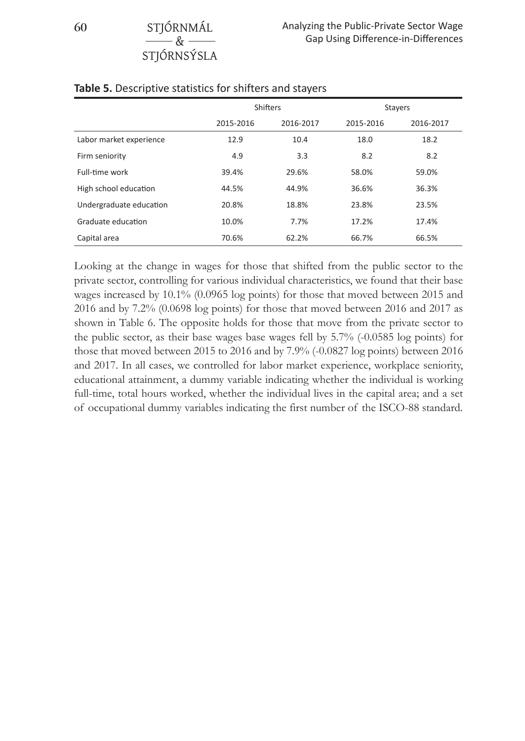**Table 5.** Descriptive statistics for shifters and stayers

| | Shifters | | Stayers | |
|---|---|---|---|---|
| | 2015-2016 | 2016-2017 | 2015-2016 | 2016-2017 |
| Labor market experience | 12.9 | 10.4 | 18.0 | 18.2 |
| Firm seniority | 4.9 | 3.3 | 8.2 | 8.2 |
| Full-time work | 39.4% | 29.6% | 58.0% | 59.0% |
| High school education | 44.5% | 44.9% | 36.6% | 36.3% |
| Undergraduate education | 20.8% | 18.8% | 23.8% | 23.5% |
| Graduate education | 10.0% | 7.7% | 17.2% | 17.4% |
| Capital area | 70.6% | 62.2% | 66.7% | 66.5% |

Looking at the change in wages for those that shifted from the public sector to the private sector, controlling for various individual characteristics, we found that their base wages increased by 10.1% (0.0965 log points) for those that moved between 2015 and 2016 and by 7.2% (0.0698 log points) for those that moved between 2016 and 2017 as shown in Table 6. The opposite holds for those that move from the private sector to the public sector, as their base wages base wages fell by 5.7% (-0.0585 log points) for those that moved between 2015 to 2016 and by 7.9% (-0.0827 log points) between 2016 and 2017. In all cases, we controlled for labor market experience, workplace seniority, educational attainment, a dummy variable indicating whether the individual is working full-time, total hours worked, whether the individual lives in the capital area; and a set of occupational dummy variables indicating the first number of the ISCO-88 standard.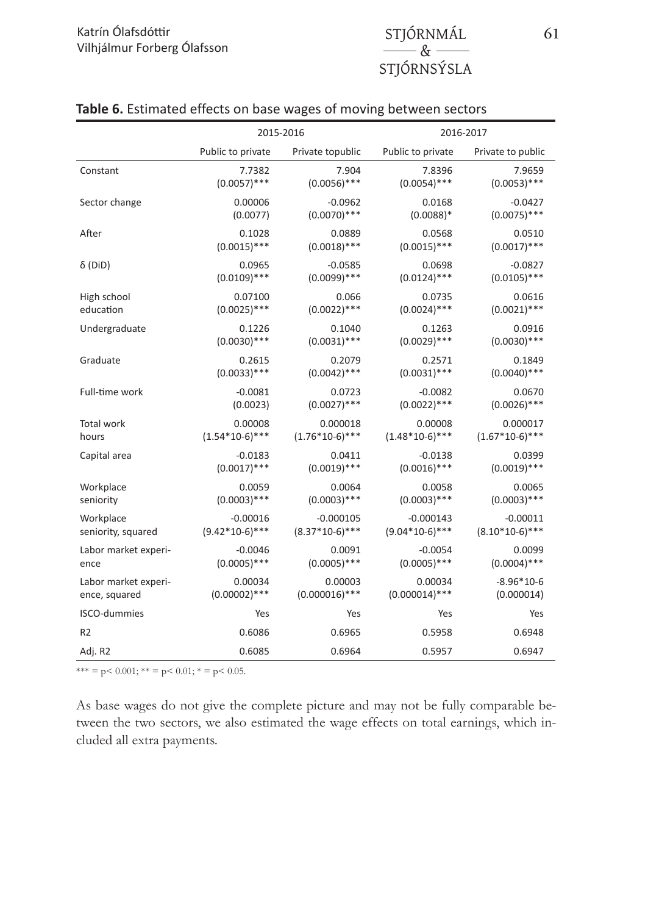**Table 6.** Estimated effects on base wages of moving between sectors

| | 2015-2016 | | 2016-2017 | |
|---|---|---|---|---|
| | Public to private | Private topublic | Public to private | Private to public |
| Constant | 7.7382<br>(0.0057)*** | 7.904<br>(0.0056)*** | 7.8396<br>(0.0054)*** | 7.9659<br>(0.0053)*** |
| Sector change | 0.00006<br>(0.0077) | -0.0962<br>(0.0070)*** | 0.0168<br>(0.0088)* | -0.0427<br>(0.0075)*** |
| After | 0.1028<br>(0.0015)*** | 0.0889<br>(0.0018)*** | 0.0568<br>(0.0015)*** | 0.0510<br>(0.0017)*** |
| δ (DiD) | 0.0965<br>(0.0109)*** | -0.0585<br>(0.0099)*** | 0.0698<br>(0.0124)*** | -0.0827<br>(0.0105)*** |
| High school education | 0.07100<br>(0.0025)*** | 0.066<br>(0.0022)*** | 0.0735<br>(0.0024)*** | 0.0616<br>(0.0021)*** |
| Undergraduate | 0.1226<br>(0.0030)*** | 0.1040<br>(0.0031)*** | 0.1263<br>(0.0029)*** | 0.0916<br>(0.0030)*** |
| Graduate | 0.2615<br>(0.0033)*** | 0.2079<br>(0.0042)*** | 0.2571<br>(0.0031)*** | 0.1849<br>(0.0040)*** |
| Full-time work | -0.0081<br>(0.0023) | 0.0723<br>(0.0027)*** | -0.0082<br>(0.0022)*** | 0.0670<br>(0.0026)*** |
| Total work hours | 0.00008<br>(1.54*10-6)*** | 0.000018<br>(1.76*10-6)*** | 0.00008<br>(1.48*10-6)*** | 0.000017<br>(1.67*10-6)*** |
| Capital area | -0.0183<br>(0.0017)*** | 0.0411<br>(0.0019)*** | -0.0138<br>(0.0016)*** | 0.0399<br>(0.0019)*** |
| Workplace seniority | 0.0059<br>(0.0003)*** | 0.0064<br>(0.0003)*** | 0.0058<br>(0.0003)*** | 0.0065<br>(0.0003)*** |
| Workplace seniority, squared | -0.00016<br>(9.42*10-6)*** | -0.000105<br>(8.37*10-6)*** | -0.000143<br>(9.04*10-6)*** | -0.00011<br>(8.10*10-6)*** |
| Labor market experience | -0.0046<br>(0.0005)*** | 0.0091<br>(0.0005)*** | -0.0054<br>(0.0005)*** | 0.0099<br>(0.0004)*** |
| Labor market experience, squared | 0.00034<br>(0.00002)*** | 0.00003<br>(0.000016)*** | 0.00034<br>(0.000014)*** | -8.96*10-6<br>(0.000014) |
| ISCO-dummies | Yes | Yes | Yes | Yes |
| R2 | 0.6086 | 0.6965 | 0.5958 | 0.6948 |
| Adj. R2 | 0.6085 | 0.6964 | 0.5957 | 0.6947 |

*** = p< 0.001; ** = p< 0.01; * = p< 0.05.

As base wages do not give the complete picture and may not be fully comparable between the two sectors, we also estimated the wage effects on total earnings, which included all extra payments.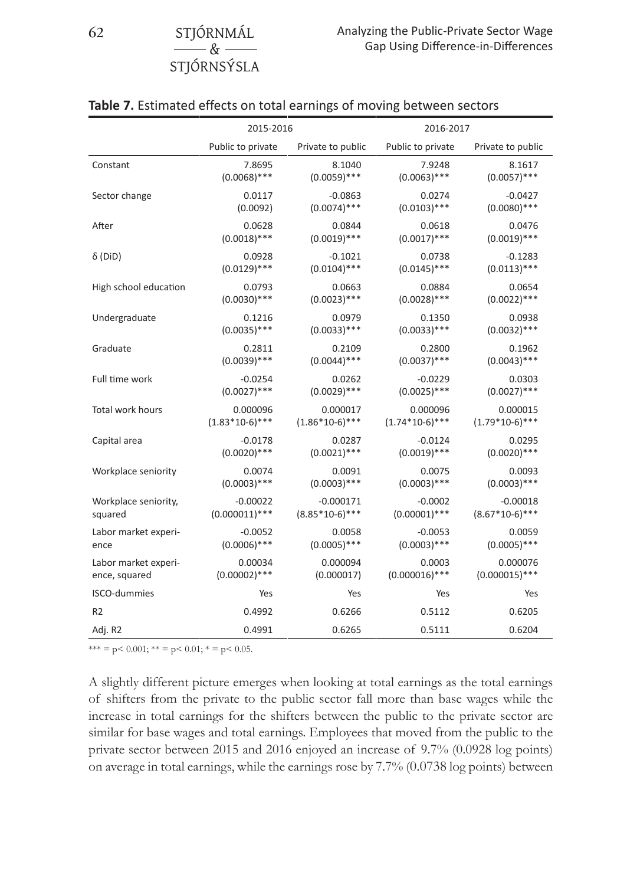**Table 7.** Estimated effects on total earnings of moving between sectors

| | 2015-2016 | | 2016-2017 | |
|---|---|---|---|---|
| | Public to private | Private to public | Public to private | Private to public |
| Constant | 7.8695<br>(0.0068)*** | 8.1040<br>(0.0059)*** | 7.9248<br>(0.0063)*** | 8.1617<br>(0.0057)*** |
| Sector change | 0.0117<br>(0.0092) | -0.0863<br>(0.0074)*** | 0.0274<br>(0.0103)*** | -0.0427<br>(0.0080)*** |
| After | 0.0628<br>(0.0018)*** | 0.0844<br>(0.0019)*** | 0.0618<br>(0.0017)*** | 0.0476<br>(0.0019)*** |
| δ (DiD) | 0.0928<br>(0.0129)*** | -0.1021<br>(0.0104)*** | 0.0738<br>(0.0145)*** | -0.1283<br>(0.0113)*** |
| High school education | 0.0793<br>(0.0030)*** | 0.0663<br>(0.0023)*** | 0.0884<br>(0.0028)*** | 0.0654<br>(0.0022)*** |
| Undergraduate | 0.1216<br>(0.0035)*** | 0.0979<br>(0.0033)*** | 0.1350<br>(0.0033)*** | 0.0938<br>(0.0032)*** |
| Graduate | 0.2811<br>(0.0039)*** | 0.2109<br>(0.0044)*** | 0.2800<br>(0.0037)*** | 0.1962<br>(0.0043)*** |
| Full time work | -0.0254<br>(0.0027)*** | 0.0262<br>(0.0029)*** | -0.0229<br>(0.0025)*** | 0.0303<br>(0.0027)*** |
| Total work hours | 0.000096<br>(1.83*10-6)*** | 0.000017<br>(1.86*10-6)*** | 0.000096<br>(1.74*10-6)*** | 0.000015<br>(1.79*10-6)*** |
| Capital area | -0.0178<br>(0.0020)*** | 0.0287<br>(0.0021)*** | -0.0124<br>(0.0019)*** | 0.0295<br>(0.0020)*** |
| Workplace seniority | 0.0074<br>(0.0003)*** | 0.0091<br>(0.0003)*** | 0.0075<br>(0.0003)*** | 0.0093<br>(0.0003)*** |
| Workplace seniority, squared | -0.00022<br>(0.000011)*** | -0.000171<br>(8.85*10-6)*** | -0.0002<br>(0.00001)*** | -0.00018<br>(8.67*10-6)*** |
| Labor market experience | -0.0052<br>(0.0006)*** | 0.0058<br>(0.0005)*** | -0.0053<br>(0.0003)*** | 0.0059<br>(0.0005)*** |
| Labor market experience, squared | 0.00034<br>(0.00002)*** | 0.000094<br>(0.000017) | 0.0003<br>(0.000016)*** | 0.000076<br>(0.000015)*** |
| ISCO-dummies | Yes | Yes | Yes | Yes |
| R2 | 0.4992 | 0.6266 | 0.5112 | 0.6205 |
| Adj. R2 | 0.4991 | 0.6265 | 0.5111 | 0.6204 |

*** = p< 0.001; ** = p< 0.01; * = p< 0.05.

A slightly different picture emerges when looking at total earnings as the total earnings of shifters from the private to the public sector fall more than base wages while the increase in total earnings for the shifters between the public to the private sector are similar for base wages and total earnings. Employees that moved from the public to the private sector between 2015 and 2016 enjoyed an increase of 9.7% (0.0928 log points) on average in total earnings, while the earnings rose by 7.7% (0.0738 log points) between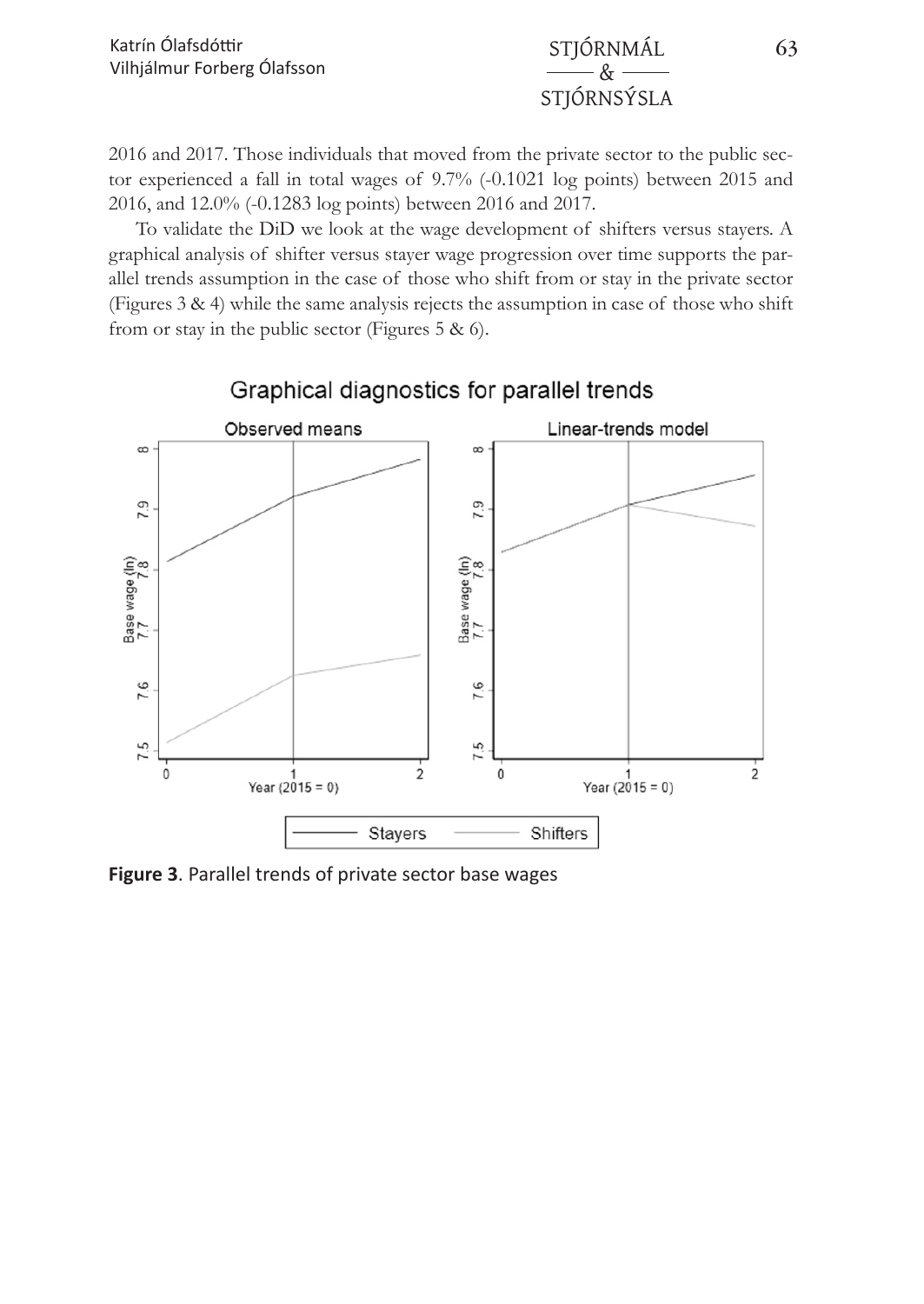2016 and 2017. Those individuals that moved from the private sector to the public sector experienced a fall in total wages of 9.7% (-0.1021 log points) between 2015 and 2016, and 12.0% (-0.1283 log points) between 2016 and 2017.

To validate the DiD we look at the wage development of shifters versus stayers. A graphical analysis of shifter versus stayer wage progression over time supports the parallel trends assumption in the case of those who shift from or stay in the private sector (Figures 3 & 4) while the same analysis rejects the assumption in case of those who shift from or stay in the public sector (Figures 5 & 6).

**Figure 3**. Parallel trends of private sector base wages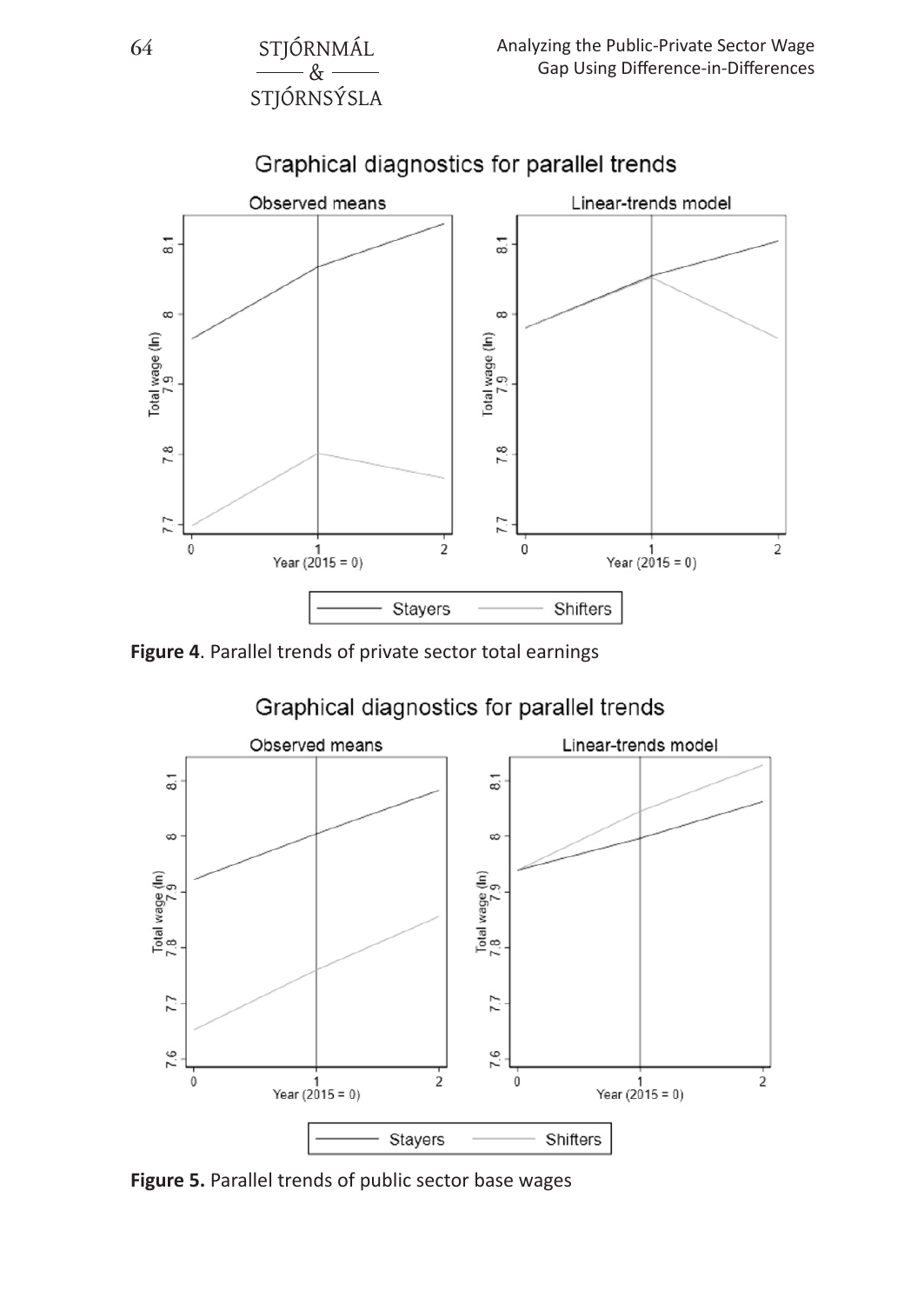Graphical diagnostics for parallel trends

Observed means | Linear-trends model

Total wage (ln)

Year (2015 = 0)

Stayers — Shifters

**Figure 4**. Parallel trends of private sector total earnings

Graphical diagnostics for parallel trends

Observed means | Linear-trends model

Total wage (ln)

Year (2015 = 0)

Stayers — Shifters

**Figure 5.** Parallel trends of public sector base wages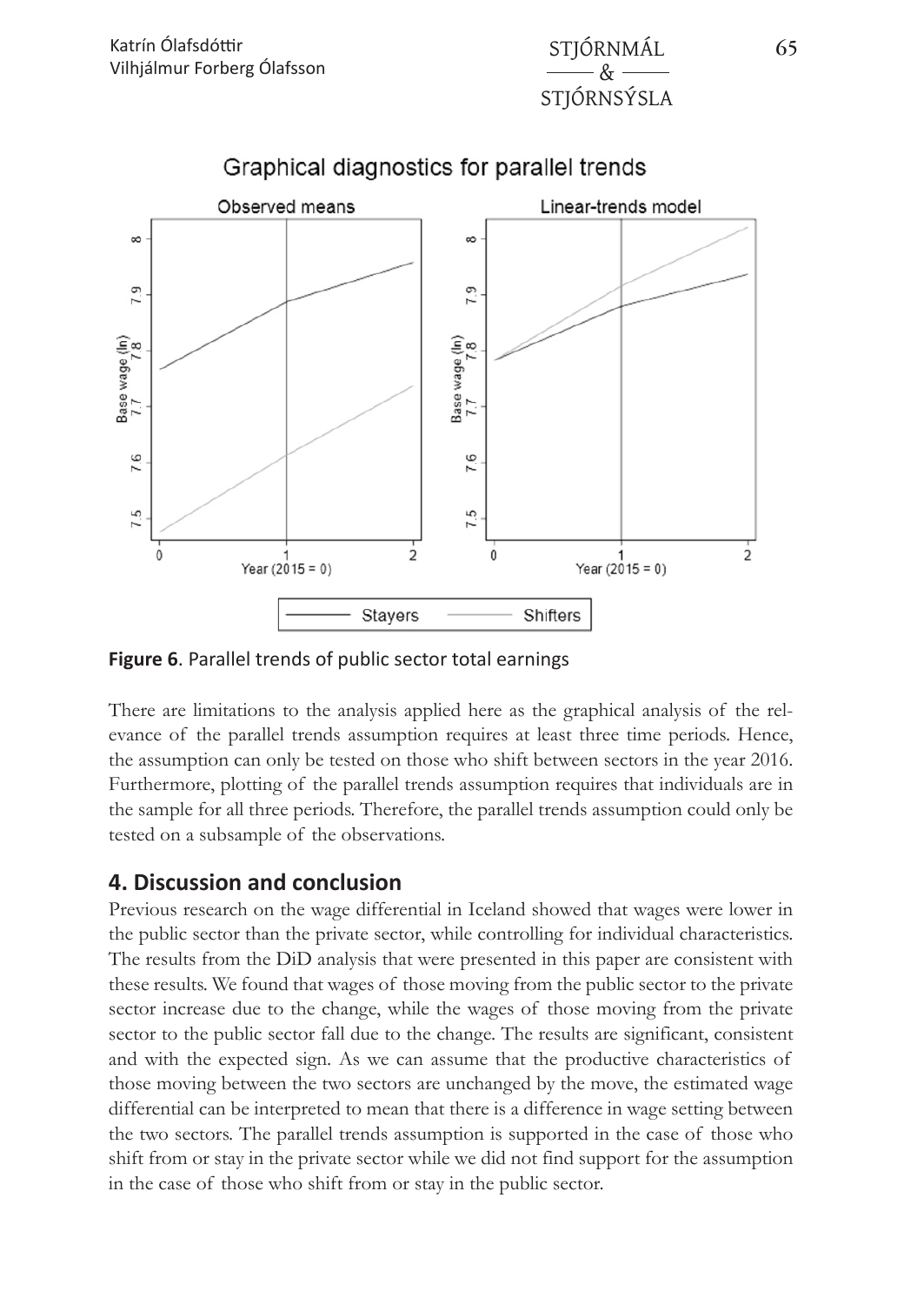**Figure 6**. Parallel trends of public sector total earnings

There are limitations to the analysis applied here as the graphical analysis of the relevance of the parallel trends assumption requires at least three time periods. Hence, the assumption can only be tested on those who shift between sectors in the year 2016. Furthermore, plotting of the parallel trends assumption requires that individuals are in the sample for all three periods. Therefore, the parallel trends assumption could only be tested on a subsample of the observations.

## 4. Discussion and conclusion

Previous research on the wage differential in Iceland showed that wages were lower in the public sector than the private sector, while controlling for individual characteristics. The results from the DiD analysis that were presented in this paper are consistent with these results. We found that wages of those moving from the public sector to the private sector increase due to the change, while the wages of those moving from the private sector to the public sector fall due to the change. The results are significant, consistent and with the expected sign. As we can assume that the productive characteristics of those moving between the two sectors are unchanged by the move, the estimated wage differential can be interpreted to mean that there is a difference in wage setting between the two sectors. The parallel trends assumption is supported in the case of those who shift from or stay in the private sector while we did not find support for the assumption in the case of those who shift from or stay in the public sector.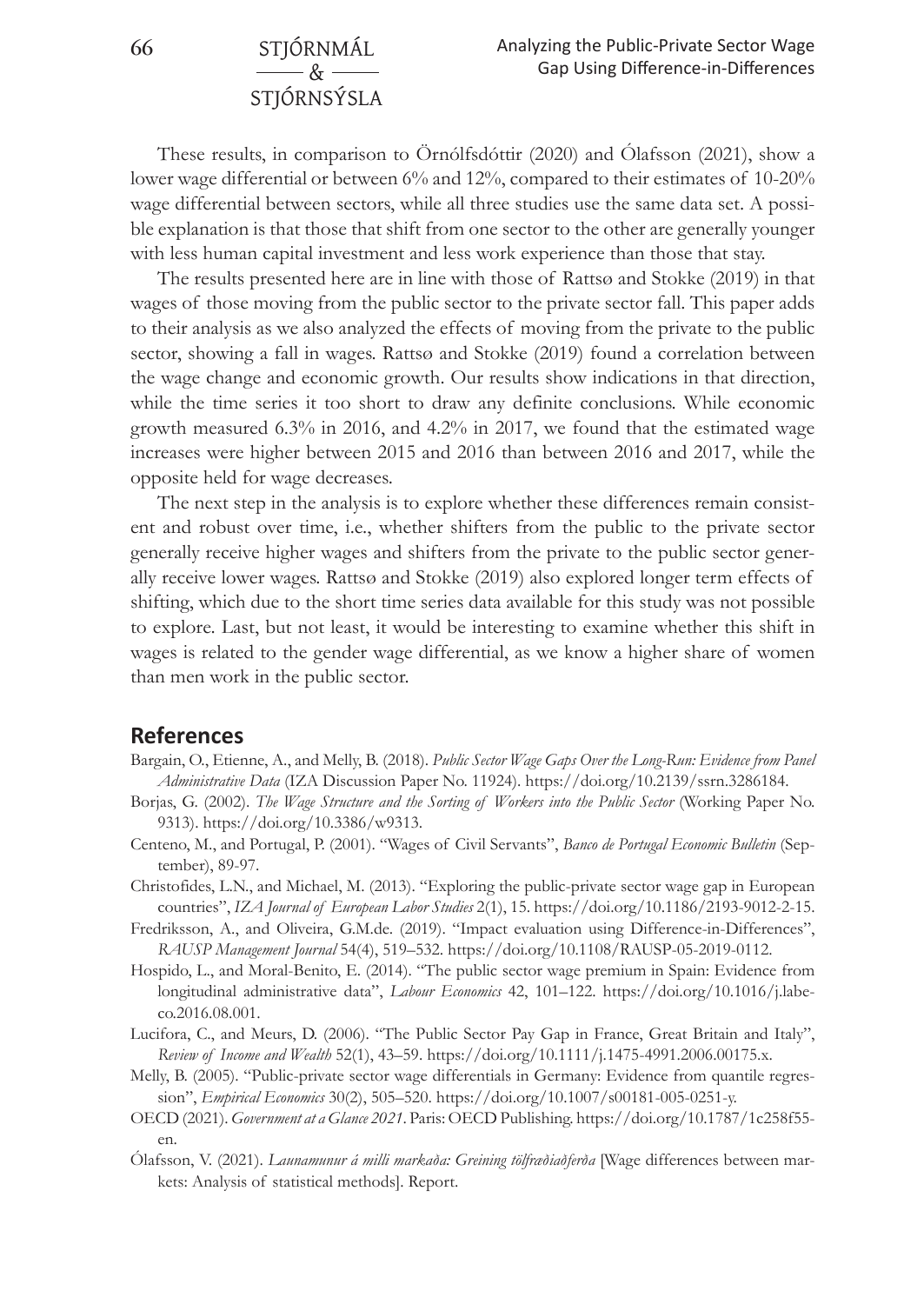These results, in comparison to Örnólfsdóttir (2020) and Ólafsson (2021), show a lower wage differential or between 6% and 12%, compared to their estimates of 10-20% wage differential between sectors, while all three studies use the same data set. A possible explanation is that those that shift from one sector to the other are generally younger with less human capital investment and less work experience than those that stay.

The results presented here are in line with those of Rattsø and Stokke (2019) in that wages of those moving from the public sector to the private sector fall. This paper adds to their analysis as we also analyzed the effects of moving from the private to the public sector, showing a fall in wages. Rattsø and Stokke (2019) found a correlation between the wage change and economic growth. Our results show indications in that direction, while the time series it too short to draw any definite conclusions. While economic growth measured 6.3% in 2016, and 4.2% in 2017, we found that the estimated wage increases were higher between 2015 and 2016 than between 2016 and 2017, while the opposite held for wage decreases.

The next step in the analysis is to explore whether these differences remain consistent and robust over time, i.e., whether shifters from the public to the private sector generally receive higher wages and shifters from the private to the public sector generally receive lower wages. Rattsø and Stokke (2019) also explored longer term effects of shifting, which due to the short time series data available for this study was not possible to explore. Last, but not least, it would be interesting to examine whether this shift in wages is related to the gender wage differential, as we know a higher share of women than men work in the public sector.

## References

Bargain, O., Etienne, A., and Melly, B. (2018). *Public Sector Wage Gaps Over the Long-Run: Evidence from Panel Administrative Data* (IZA Discussion Paper No. 11924). https://doi.org/10.2139/ssrn.3286184.

Borjas, G. (2002). *The Wage Structure and the Sorting of Workers into the Public Sector* (Working Paper No. 9313). https://doi.org/10.3386/w9313.

Centeno, M., and Portugal, P. (2001). "Wages of Civil Servants", *Banco de Portugal Economic Bulletin* (September), 89-97.

Christofides, L.N., and Michael, M. (2013). "Exploring the public-private sector wage gap in European countries", *IZA Journal of European Labor Studies* 2(1), 15. https://doi.org/10.1186/2193-9012-2-15.

Fredriksson, A., and Oliveira, G.M.de. (2019). "Impact evaluation using Difference-in-Differences", *RAUSP Management Journal* 54(4), 519–532. https://doi.org/10.1108/RAUSP-05-2019-0112.

Hospido, L., and Moral-Benito, E. (2014). "The public sector wage premium in Spain: Evidence from longitudinal administrative data", *Labour Economics* 42, 101–122. https://doi.org/10.1016/j.labeco.2016.08.001.

Lucifora, C., and Meurs, D. (2006). "The Public Sector Pay Gap in France, Great Britain and Italy", *Review of Income and Wealth* 52(1), 43–59. https://doi.org/10.1111/j.1475-4991.2006.00175.x.

Melly, B. (2005). "Public-private sector wage differentials in Germany: Evidence from quantile regression", *Empirical Economics* 30(2), 505–520. https://doi.org/10.1007/s00181-005-0251-y.

OECD (2021). *Government at a Glance 2021*. Paris: OECD Publishing. https://doi.org/10.1787/1c258f55-en.

Ólafsson, V. (2021). *Launamunur á milli markaða: Greining tölfræðiaðferða* [Wage differences between markets: Analysis of statistical methods]. Report.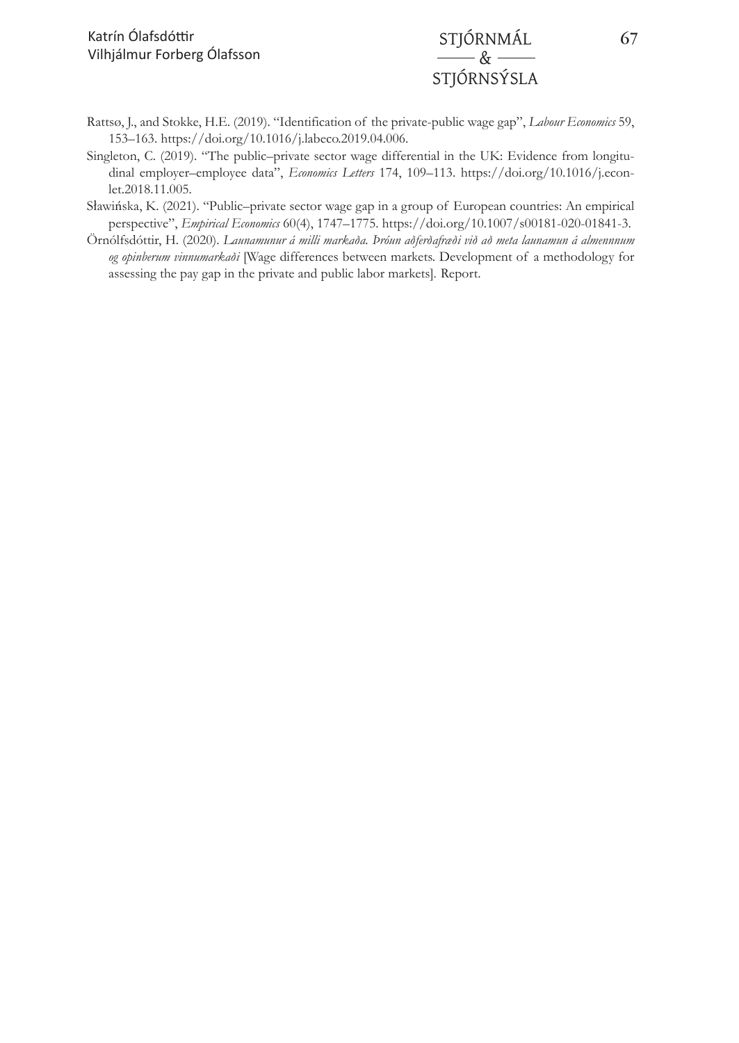Rattsø, J., and Stokke, H.E. (2019). "Identification of the private-public wage gap", *Labour Economics* 59, 153–163. https://doi.org/10.1016/j.labeco.2019.04.006.

Singleton, C. (2019). "The public–private sector wage differential in the UK: Evidence from longitudinal employer–employee data", *Economics Letters* 174, 109–113. https://doi.org/10.1016/j.econlet.2018.11.005.

Sławińska, K. (2021). "Public–private sector wage gap in a group of European countries: An empirical perspective", *Empirical Economics* 60(4), 1747–1775. https://doi.org/10.1007/s00181-020-01841-3.

Örnólfsdóttir, H. (2020). *Launamunur á milli markaða. Þróun aðferðafræði við að meta launamun á almennum og opinberum vinnumarkaði* [Wage differences between markets. Development of a methodology for assessing the pay gap in the private and public labor markets]. Report.